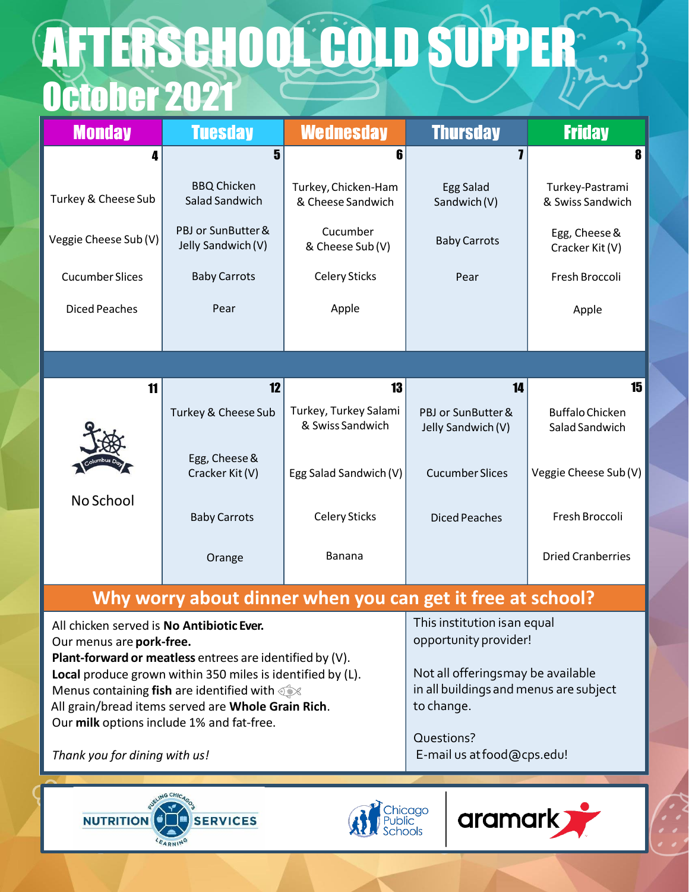# AFTERSCHOOL COLD SUPPER

## October 2021

| Monday | Tuesday | Wednesday | Thursday | Friday |
|---|---|---|---|---|
| 4 | 5 | 6 | 7 | 8 |
| Turkey & Cheese Sub | BBQ Chicken Salad Sandwich | Turkey, Chicken-Ham & Cheese Sandwich | Egg Salad Sandwich (V) | Turkey-Pastrami & Swiss Sandwich |
| Veggie Cheese Sub (V) | PBJ or SunButter & Jelly Sandwich (V) | Cucumber & Cheese Sub (V) | Baby Carrots | Egg, Cheese & Cracker Kit (V) |
| Cucumber Slices | Baby Carrots | Celery Sticks | Pear | Fresh Broccoli |
| Diced Peaches | Pear | Apple | | Apple |
| 11 | 12 | 13 | 14 | 15 |
| Columbus Day | Turkey & Cheese Sub | Turkey, Turkey Salami & Swiss Sandwich | PBJ or SunButter & Jelly Sandwich (V) | Buffalo Chicken Salad Sandwich |
| No School | Egg, Cheese & Cracker Kit (V) | Egg Salad Sandwich (V) | Cucumber Slices | Veggie Cheese Sub (V) |
| | Baby Carrots | Celery Sticks | Diced Peaches | Fresh Broccoli |
| | Orange | Banana | | Dried Cranberries |

## Why worry about dinner when you can get it free at school?

All chicken served is **No Antibiotic Ever.**
Our menus are **pork-free.**
**Plant-forward or meatless** entrees are identified by (V).
**Local** produce grown within 350 miles is identified by (L).
Menus containing **fish** are identified with 🐟
All grain/bread items served are **Whole Grain Rich**.
Our **milk** options include 1% and fat-free.

*Thank you for dining with us!*

This institution is an equal opportunity provider!

Not all offerings may be available in all buildings and menus are subject to change.

Questions?
E-mail us at food@cps.edu!

NUTRITION SERVICES — Fueling Chicago's Learning

Chicago Public Schools | aramark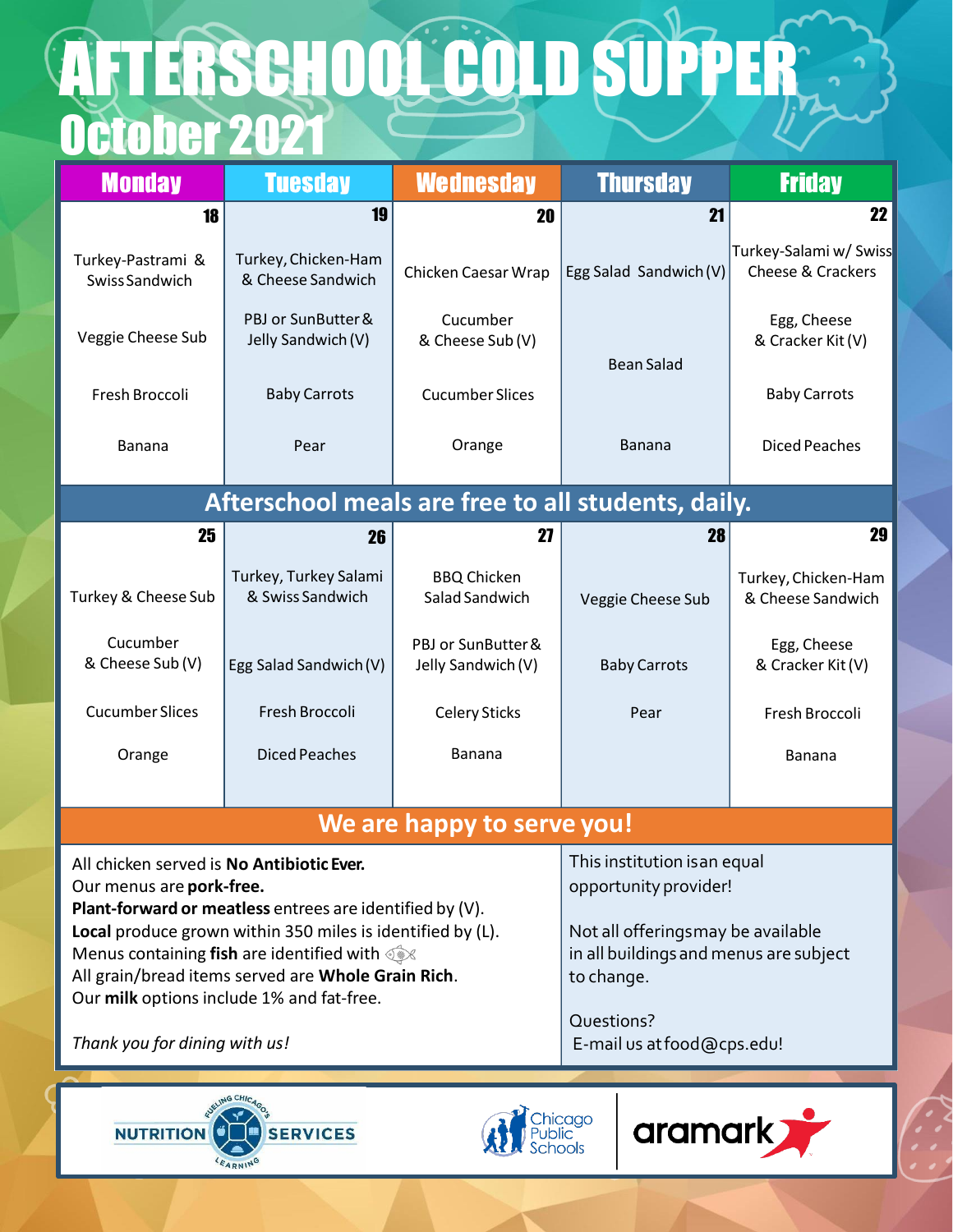# AFTERSCHOOL COLD SUPPER
## October 2021

| Monday | Tuesday | Wednesday | Thursday | Friday |
|---|---|---|---|---|
| 18 | 19 | 20 | 21 | 22 |
| Turkey-Pastrami & Swiss Sandwich | Turkey, Chicken-Ham & Cheese Sandwich | Chicken Caesar Wrap | Egg Salad Sandwich (V) | Turkey-Salami w/ Swiss Cheese & Crackers |
| Veggie Cheese Sub | PBJ or SunButter & Jelly Sandwich (V) | Cucumber & Cheese Sub (V) | Bean Salad | Egg, Cheese & Cracker Kit (V) |
| Fresh Broccoli | Baby Carrots | Cucumber Slices | | Baby Carrots |
| Banana | Pear | Orange | Banana | Diced Peaches |
| **Afterschool meals are free to all students, daily.** | | | | |
| 25 | 26 | 27 | 28 | 29 |
| Turkey & Cheese Sub | Turkey, Turkey Salami & Swiss Sandwich | BBQ Chicken Salad Sandwich | Veggie Cheese Sub | Turkey, Chicken-Ham & Cheese Sandwich |
| Cucumber & Cheese Sub (V) | Egg Salad Sandwich (V) | PBJ or SunButter & Jelly Sandwich (V) | Baby Carrots | Egg, Cheese & Cracker Kit (V) |
| Cucumber Slices | Fresh Broccoli | Celery Sticks | Pear | Fresh Broccoli |
| Orange | Diced Peaches | Banana | | Banana |

**We are happy to serve you!**

All chicken served is **No Antibiotic Ever.**
Our menus are **pork-free.**
**Plant-forward or meatless** entrees are identified by (V).
**Local** produce grown within 350 miles is identified by (L).
Menus containing **fish** are identified with 🐟
All grain/bread items served are **Whole Grain Rich**.
Our **milk** options include 1% and fat-free.

*Thank you for dining with us!*

This institution is an equal opportunity provider!

Not all offerings may be available in all buildings and menus are subject to change.

Questions?
E-mail us at food@cps.edu!

NUTRITION SERVICES — Fueling Chicago's Learning

Chicago Public Schools

aramark